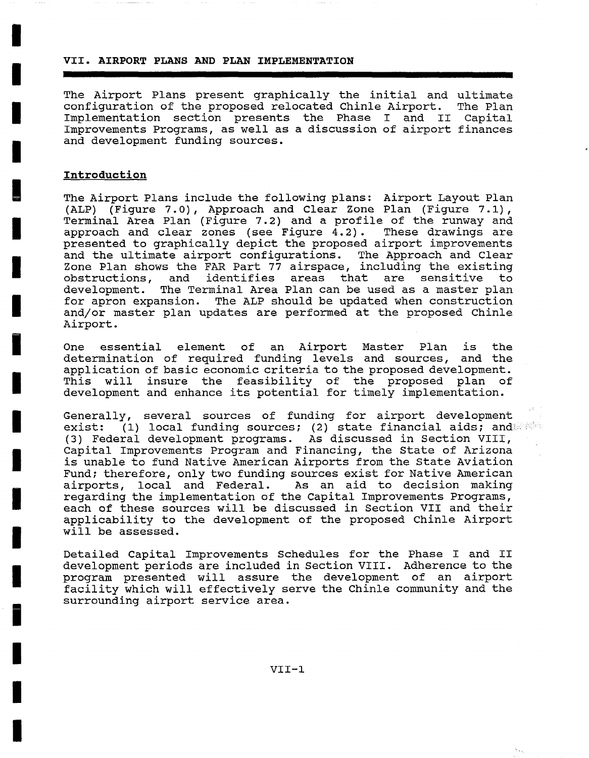# VII. AIRPORT PLANS AND PLAN IMPLEMENTATION

The Airport Plans present graphically the initial and ultimate configuration of the proposed relocated Chinle Airport. The Plan Implementation section presents the Phase I and II Capital Improvements Programs, as well as a discussion of airport finances and development funding sources.

## Introduction

The Airport Plans include the following plans: Airport Layout Plan (ALP) (Figure 7.0), Approach and Clear Zone Plan (Figure 7.1), Terminal Area Plan (Figure 7.2) and a profile of the runway and approach and clear zones (see Figure 4.2). These drawings are presented to graphically depict the proposed airport improvements and the ultimate airport configurations. The Approach and Clear Zone Plan shows the FAR Part 77 airspace, including the existing obstructions, and identifies areas that are sensitive to development. The Terminal Area Plan can be used as a master plan for apron expansion. The ALP should be updated when construction and/or master plan updates are performed at the proposed Chinle Airport.

One essential element of an Airport Master Plan is the determination of required funding levels and sources, and the application of basic economic criteria to the proposed development. This will insure the feasibility of the proposed plan of development and enhance its potential for timely implementation.

Generally, several sources of funding for airport development exist: (1) local funding sources; (2) state financial aids; and (3) Federal development programs. As discussed in Section VIII, Capital Improvements Program and Financing, the State of Arizona is unable to fund Native American Airports from the State Aviation Fund; therefore, only two funding sources exist for Native American airports, local and Federal. As an aid to decision making regarding the implementation of the Capital Improvements Programs, each of these sources will be discussed in Section VII and their applicability to the development of the proposed Chinle Airport will be assessed.

Detailed Capital Improvements Schedules for the Phase I and II development periods are included in Section VIII. Adherence to the program presented will assure the development of an airport facility which will effectively serve the Chinle community and the surrounding airport service area.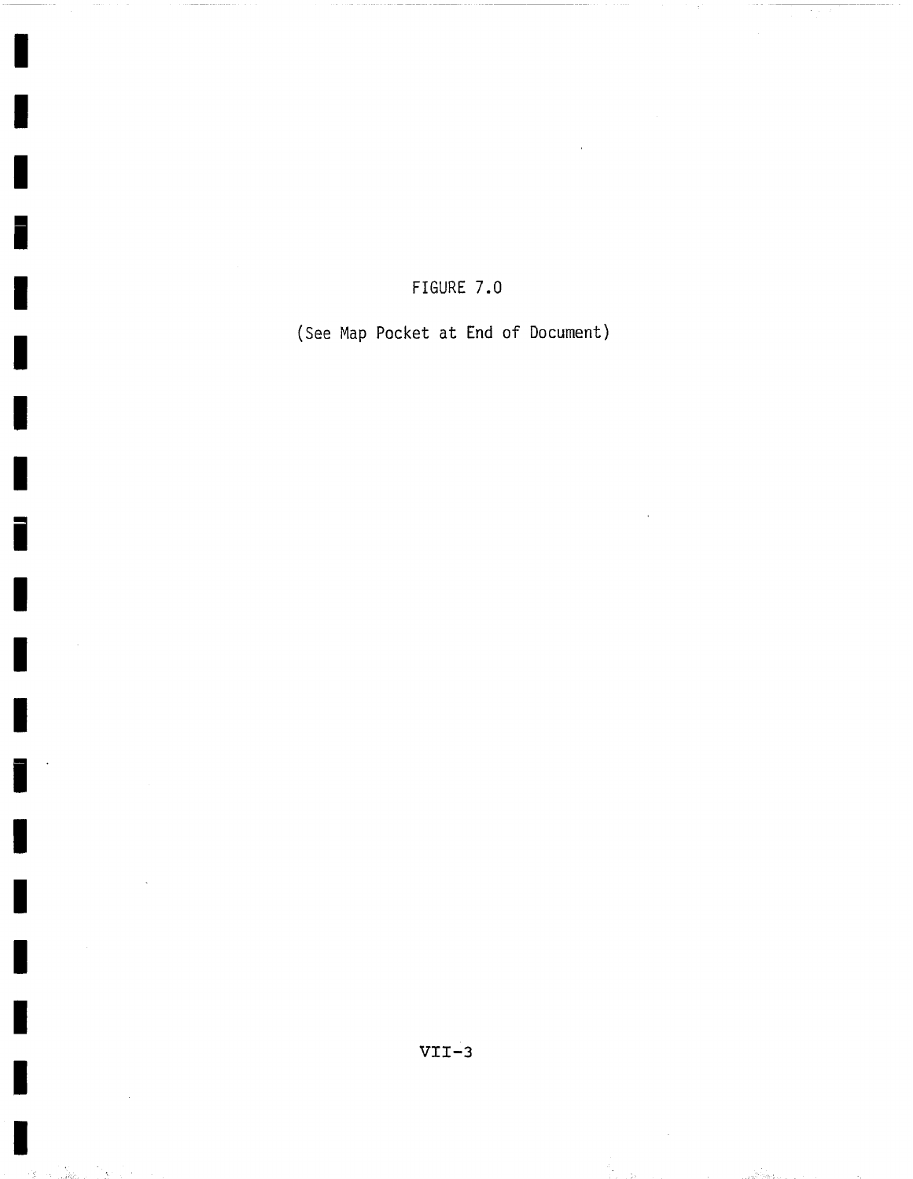FIGURE 7.0

(See Map Pocket at End of Document)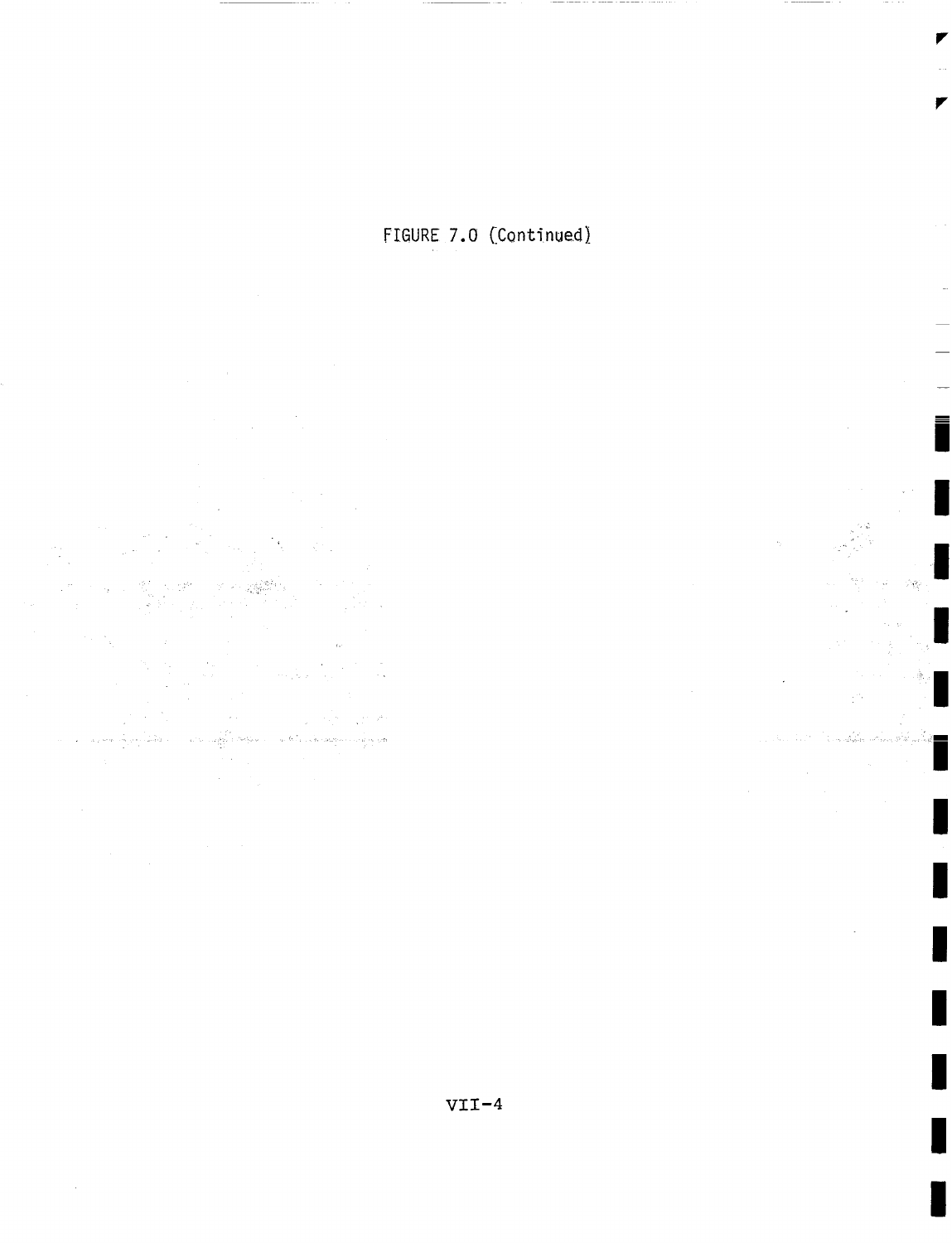FIGURE 7.0 (Continued)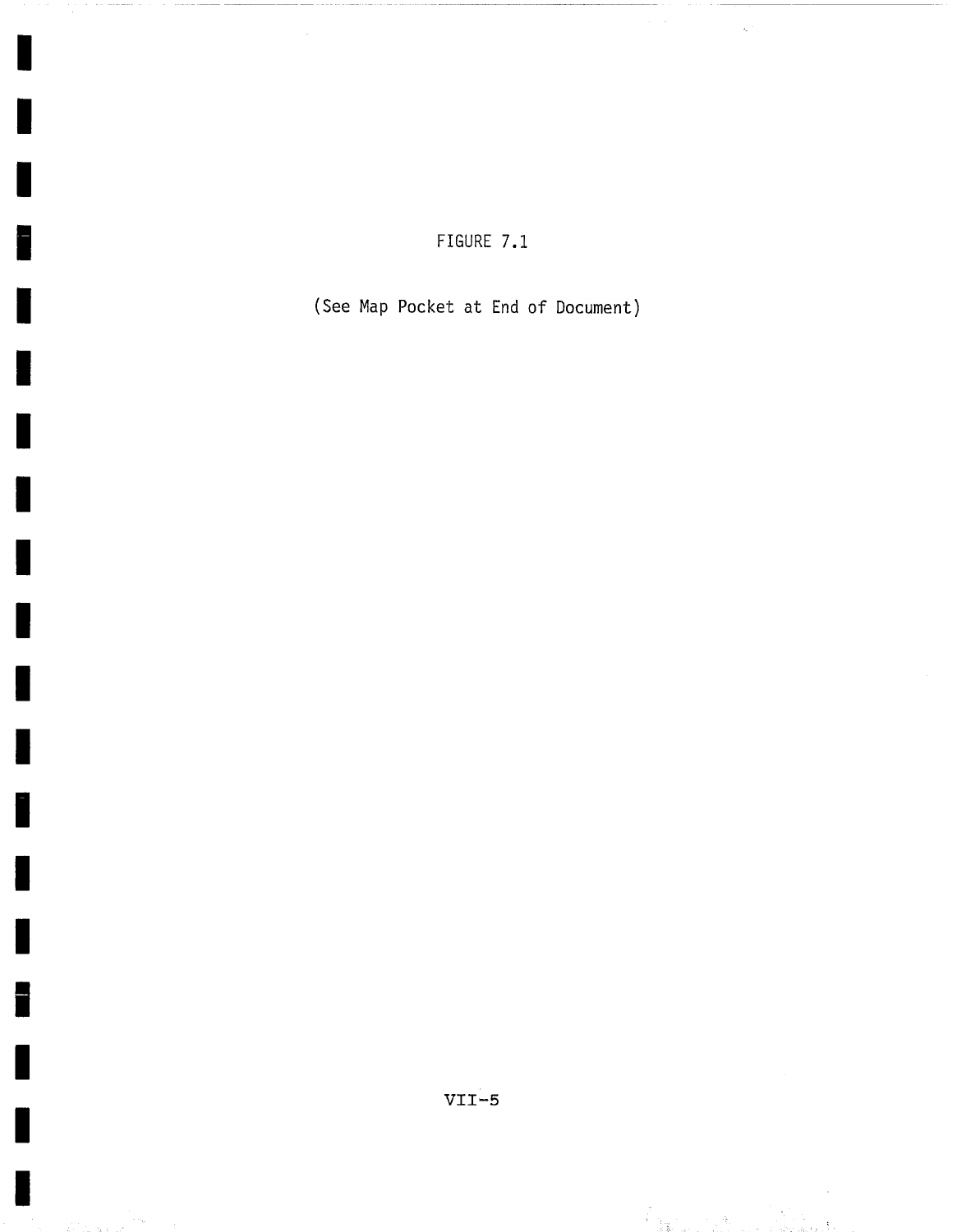FIGURE 7.1

(See Map Pocket at End of Document)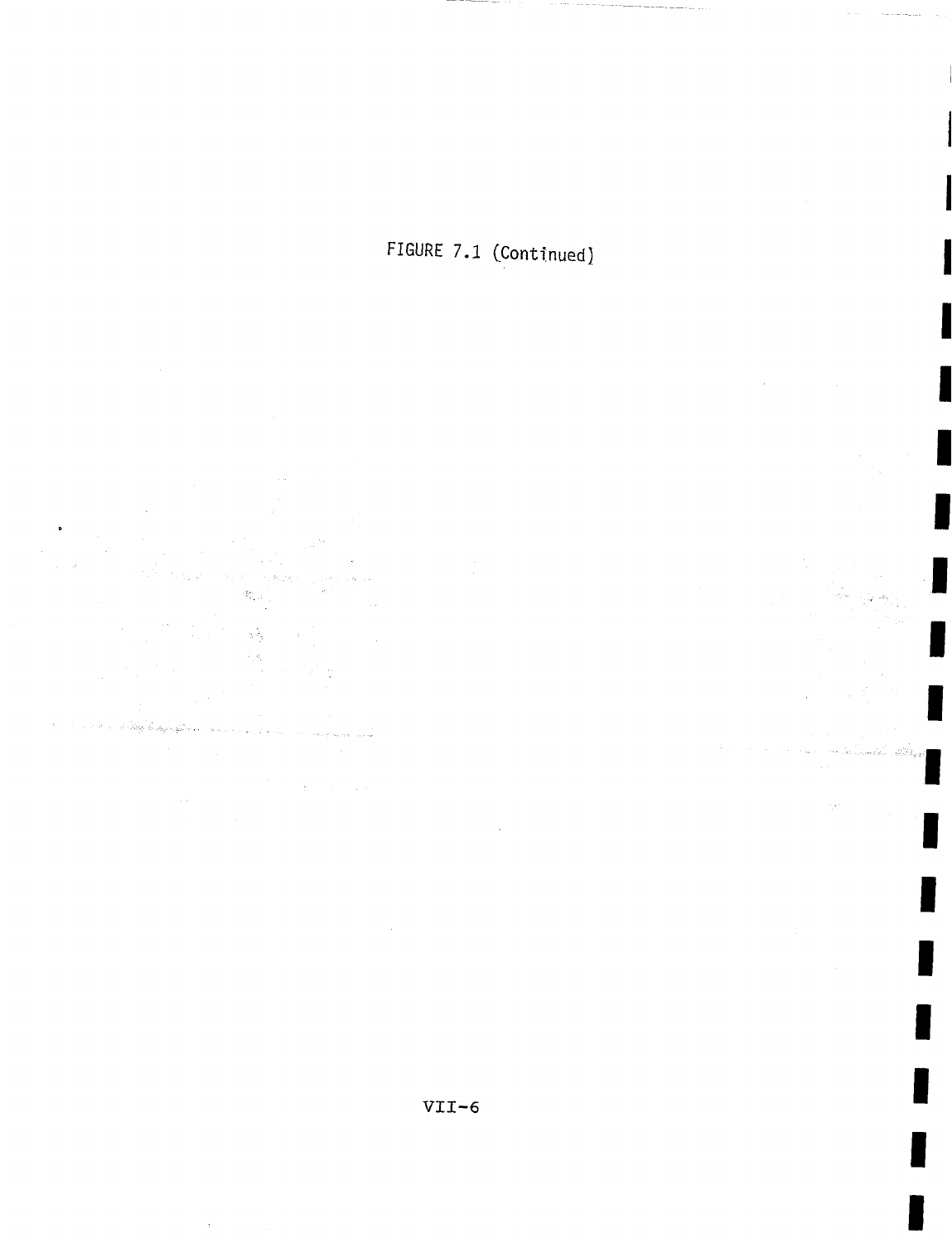FIGURE 7.1 (Continued)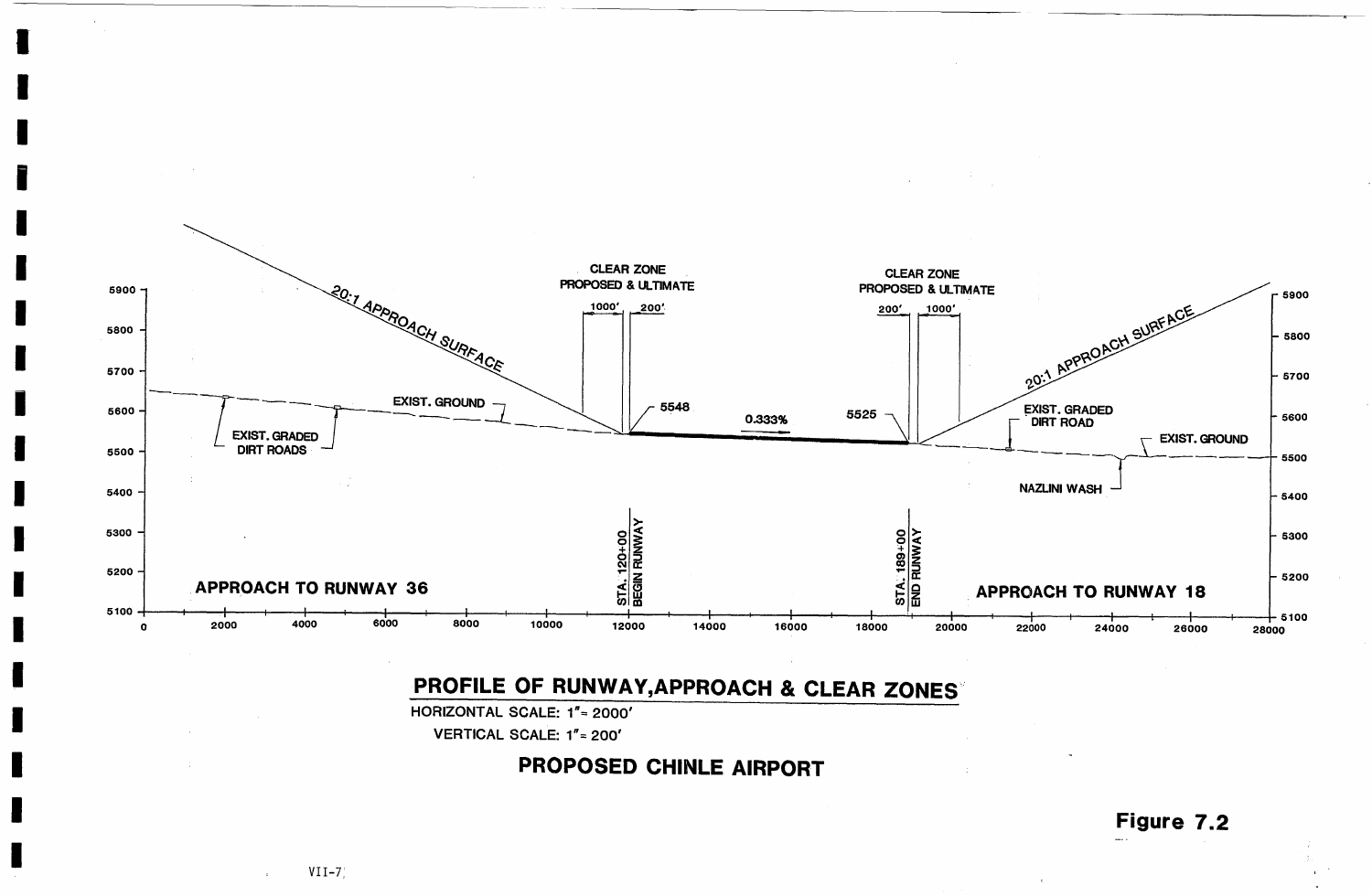5900
5800
5700
5600
5500
5400
5300
5200
5100

20:1 APPROACH SURFACE

CLEAR ZONE
PROPOSED & ULTIMATE

1000'  200'

EXIST. GROUND

EXIST. GRADED
DIRT ROADS

5548

0.333%

5525

CLEAR ZONE
PROPOSED & ULTIMATE

200'  1000'

20:1 APPROACH SURFACE

EXIST. GRADED
DIRT ROAD

EXIST. GROUND

NAZLINI WASH

STA. 120+00
BEGIN RUNWAY

STA. 189+00
END RUNWAY

APPROACH TO RUNWAY 36

APPROACH TO RUNWAY 18

0  2000  4000  6000  8000  10000  12000  14000  16000  18000  20000  22000  24000  26000  28000

## PROFILE OF RUNWAY, APPROACH & CLEAR ZONES

HORIZONTAL SCALE: 1"= 2000'

VERTICAL SCALE: 1"= 200'

## PROPOSED CHINLE AIRPORT

**Figure 7.2**